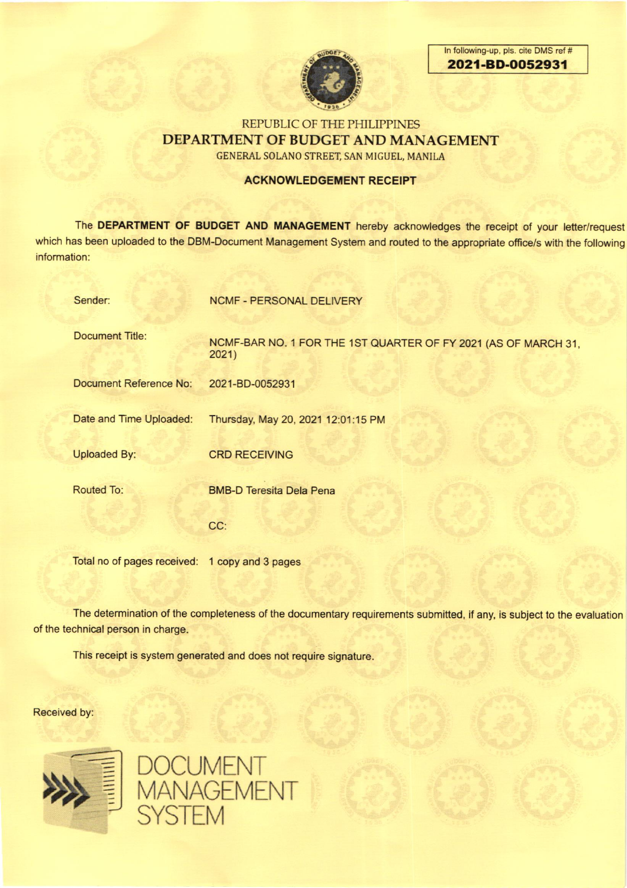In following-up, pls. cite DMS ref #
**2021-BD-0052931**

REPUBLIC OF THE PHILIPPINES

# DEPARTMENT OF BUDGET AND MANAGEMENT

GENERAL SOLANO STREET, SAN MIGUEL, MANILA

## ACKNOWLEDGEMENT RECEIPT

The **DEPARTMENT OF BUDGET AND MANAGEMENT** hereby acknowledges the receipt of your letter/request which has been uploaded to the DBM-Document Management System and routed to the appropriate office/s with the following information:

| | |
|---|---|
| Sender: | NCMF - PERSONAL DELIVERY |
| Document Title: | NCMF-BAR NO. 1 FOR THE 1ST QUARTER OF FY 2021 (AS OF MARCH 31, 2021) |
| Document Reference No: | 2021-BD-0052931 |
| Date and Time Uploaded: | Thursday, May 20, 2021 12:01:15 PM |
| Uploaded By: | CRD RECEIVING |
| Routed To: | BMB-D Teresita Dela Pena |
| | CC: |
| Total no of pages received: | 1 copy and 3 pages |

The determination of the completeness of the documentary requirements submitted, if any, is subject to the evaluation of the technical person in charge.

This receipt is system generated and does not require signature.

Received by:

DOCUMENT MANAGEMENT SYSTEM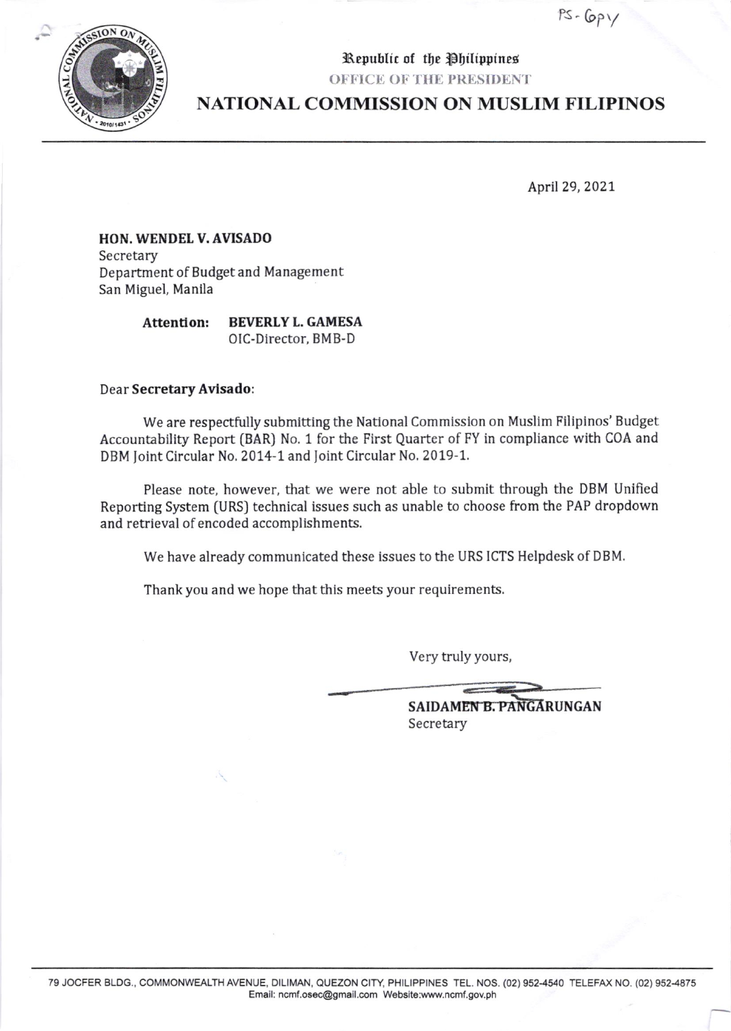PS-Copy

Republic of the Philippines
OFFICE OF THE PRESIDENT

# NATIONAL COMMISSION ON MUSLIM FILIPINOS

April 29, 2021

**HON. WENDEL V. AVISADO**
Secretary
Department of Budget and Management
San Miguel, Manila

**Attention:** **BEVERLY L. GAMESA**
OIC-Director, BMB-D

Dear **Secretary Avisado**:

We are respectfully submitting the National Commission on Muslim Filipinos' Budget Accountability Report (BAR) No. 1 for the First Quarter of FY in compliance with COA and DBM Joint Circular No. 2014-1 and Joint Circular No. 2019-1.

Please note, however, that we were not able to submit through the DBM Unified Reporting System (URS) technical issues such as unable to choose from the PAP dropdown and retrieval of encoded accomplishments.

We have already communicated these issues to the URS ICTS Helpdesk of DBM.

Thank you and we hope that this meets your requirements.

Very truly yours,

**SAIDAMEN B. PANGARUNGAN**
Secretary

79 JOCFER BLDG., COMMONWEALTH AVENUE, DILIMAN, QUEZON CITY, PHILIPPINES TEL. NOS. (02) 952-4540 TELEFAX NO. (02) 952-4875
Email: ncmf.osec@gmail.com Website:www.ncmf.gov.ph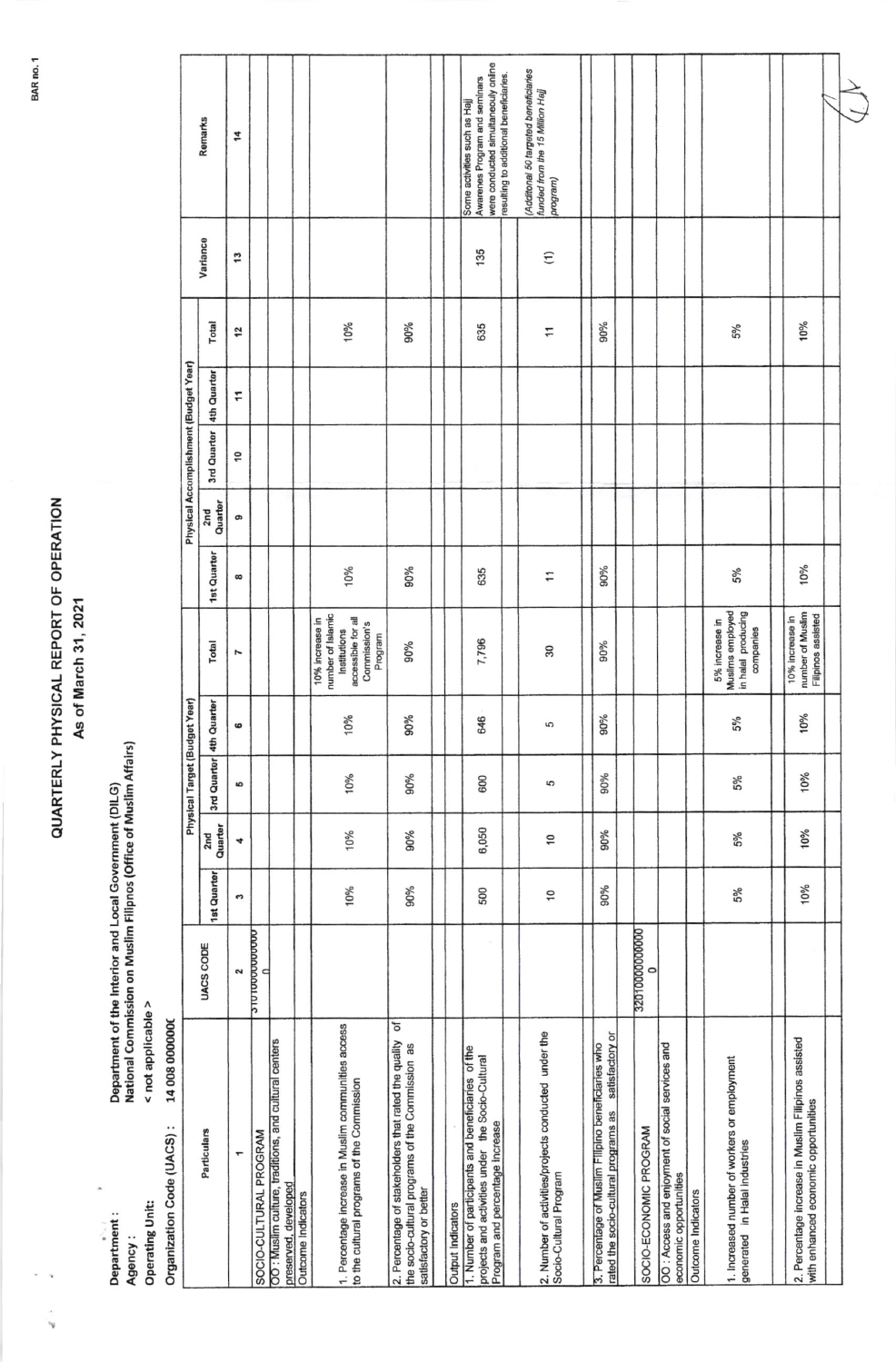BAR no. 1

# QUARTERLY PHYSICAL REPORT OF OPERATION

## As of March 31, 2021

**Department :** Department of the Interior and Local Government (DILG)
**Agency :** National Commission on Muslim Filipinos (Office of Muslim Affairs)
**Operating Unit:** < not applicable >
**Organization Code (UACS) :** 14 008 000000C

| Particulars | UACS CODE | Physical Target (Budget Year) | | | | | Physical Accomplishment (Budget Year) | | | | | Variance | Remarks |
|---|---|---|---|---|---|---|---|---|---|---|---|---|---|
| | | 1st Quarter | 2nd Quarter | 3rd Quarter | 4th Quarter | Total | 1st Quarter | 2nd Quarter | 3rd Quarter | 4th Quarter | Total | | |
| 1 | 2 | 3 | 4 | 5 | 6 | 7 | 8 | 9 | 10 | 11 | 12 | 13 | 14 |
| SOCIO-CULTURAL PROGRAM | 310100000000000 | | | | | | | | | | | | |
| OO : Muslim culture, traditions, and cultural centers preserved, developed | | | | | | | | | | | | | |
| Outcome Indicators | | | | | | | | | | | | | |
| 1. Percentage increase in Muslim communities access to the cultural programs of the Commission | | 10% | 10% | 10% | 10% | 10% increase in number of Islamic Institutions accessible for all Commission's Program | 10% | | | | 10% | | |
| 2. Percentage of stakeholders that rated the quality of the socio-cultural programs of the Commission as satisfactory or better | | 90% | 90% | 90% | 90% | 90% | 90% | | | | 90% | | |
| Output Indicators | | | | | | | | | | | | | |
| 1. Number of participants and beneficiaries of the projects and activities under the Socio-Cultural Program and percentage increase | | 500 | 6,050 | 600 | 646 | 7,796 | 635 | | | | 635 | 135 | Some activities such as Hajj Awarenes Program and seminars were conducted simultaneouly online resulting to additional beneficiaries. |
| 2. Number of activities/projects conducted under the Socio-Cultural Program | | 10 | 10 | 5 | 5 | 30 | 11 | | | | 11 | (1) | *(Additional 50 targeted beneficiaries funded from the 15 Million Hajj program)* |
| 3. Percentage of Muslim Filipino beneficiaries who rated the socio-cultural programs as satisfactory or | | 90% | 90% | 90% | 90% | 90% | 90% | | | | 90% | | |
| SOCIO-ECONOMIC PROGRAM | 320100000000000 | | | | | | | | | | | | |
| OO : Access and enjoyment of social services and economic opportunities | | | | | | | | | | | | | |
| Outcome Indicators | | | | | | | | | | | | | |
| 1. Increased number of workers or employment generated in Halal industries | | 5% | 5% | 5% | 5% | 5% increase in Muslims employed in halal producing companies | 5% | | | | 5% | | |
| 2. Percentage increase in Muslim Filipinos assisted with enhanced economic opportunities | | 10% | 10% | 10% | 10% | 10% increase in number of Muslim Filipinos assisted | 10% | | | | 10% | | |